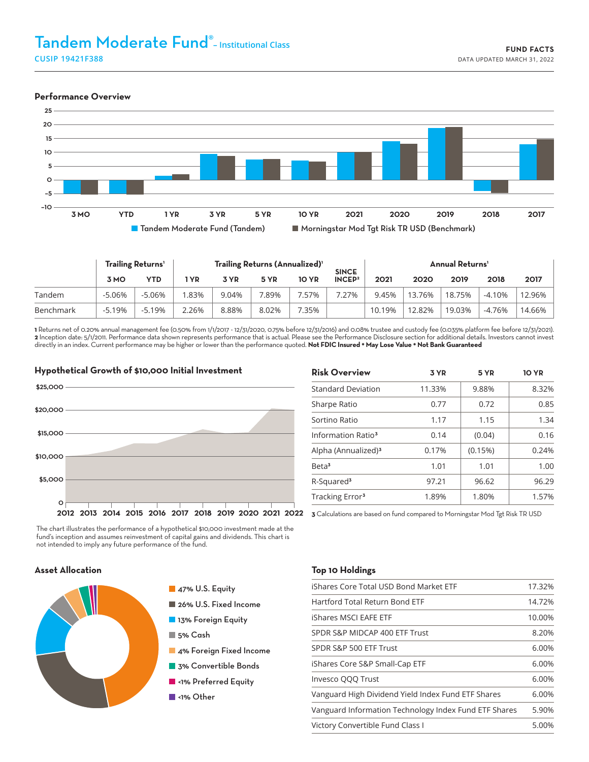# Tandem Moderate Fund® – Institutional Class

CUSIP 19421F388

**FUND FACTS**
DATA UPDATED MARCH 31, 2022

## Performance Overview

Tandem Moderate Fund (Tandem) | Morningstar Mod Tgt Risk TR USD (Benchmark)

| | Trailing Returns[1] | | Trailing Returns (Annualized)[1] | | | | SINCE INCEP[2] | Annual Returns[1] | | | | |
|---|---|---|---|---|---|---|---|---|---|---|---|---|
| | 3 MO | YTD | 1 YR | 3 YR | 5 YR | 10 YR | | 2021 | 2020 | 2019 | 2018 | 2017 |
| Tandem | -5.06% | -5.06% | 1.83% | 9.04% | 7.89% | 7.57% | 7.27% | 9.45% | 13.76% | 18.75% | -4.10% | 12.96% |
| Benchmark | -5.19% | -5.19% | 2.26% | 8.88% | 8.02% | 7.35% | | 10.19% | 12.82% | 19.03% | -4.76% | 14.66% |

1 Returns net of 0.20% annual management fee (0.50% from 1/1/2017 - 12/31/2020, 0.75% before 12/31/2016) and 0.08% trustee and custody fee (0.035% platform fee before 12/31/2021).
2 Inception date: 5/1/2011. Performance data shown represents performance that is actual. Please see the Performance Disclosure section for additional details. Investors cannot invest directly in an index. Current performance may be higher or lower than the performance quoted. **Not FDIC Insured • May Lose Value • Not Bank Guaranteed**

## Hypothetical Growth of $10,000 Initial Investment

The chart illustrates the performance of a hypothetical $10,000 investment made at the fund's inception and assumes reinvestment of capital gains and dividends. This chart is not intended to imply any future performance of the fund.

## Risk Overview

| Risk Overview | 3 YR | 5 YR | 10 YR |
|---|---|---|---|
| Standard Deviation | 11.33% | 9.88% | 8.32% |
| Sharpe Ratio | 0.77 | 0.72 | 0.85 |
| Sortino Ratio | 1.17 | 1.15 | 1.34 |
| Information Ratio[3] | 0.14 | (0.04) | 0.16 |
| Alpha (Annualized)[3] | 0.17% | (0.15%) | 0.24% |
| Beta[3] | 1.01 | 1.01 | 1.00 |
| R-Squared[3] | 97.21 | 96.62 | 96.29 |
| Tracking Error[3] | 1.89% | 1.80% | 1.57% |

3 Calculations are based on fund compared to Morningstar Mod Tgt Risk TR USD

## Asset Allocation

- 47% U.S. Equity
- 26% U.S. Fixed Income
- 13% Foreign Equity
- 5% Cash
- 4% Foreign Fixed Income
- 3% Convertible Bonds
- <1% Preferred Equity
- <1% Other

## Top 10 Holdings

| Holding | Weight |
|---|---|
| iShares Core Total USD Bond Market ETF | 17.32% |
| Hartford Total Return Bond ETF | 14.72% |
| iShares MSCI EAFE ETF | 10.00% |
| SPDR S&P MIDCAP 400 ETF Trust | 8.20% |
| SPDR S&P 500 ETF Trust | 6.00% |
| iShares Core S&P Small-Cap ETF | 6.00% |
| Invesco QQQ Trust | 6.00% |
| Vanguard High Dividend Yield Index Fund ETF Shares | 6.00% |
| Vanguard Information Technology Index Fund ETF Shares | 5.90% |
| Victory Convertible Fund Class I | 5.00% |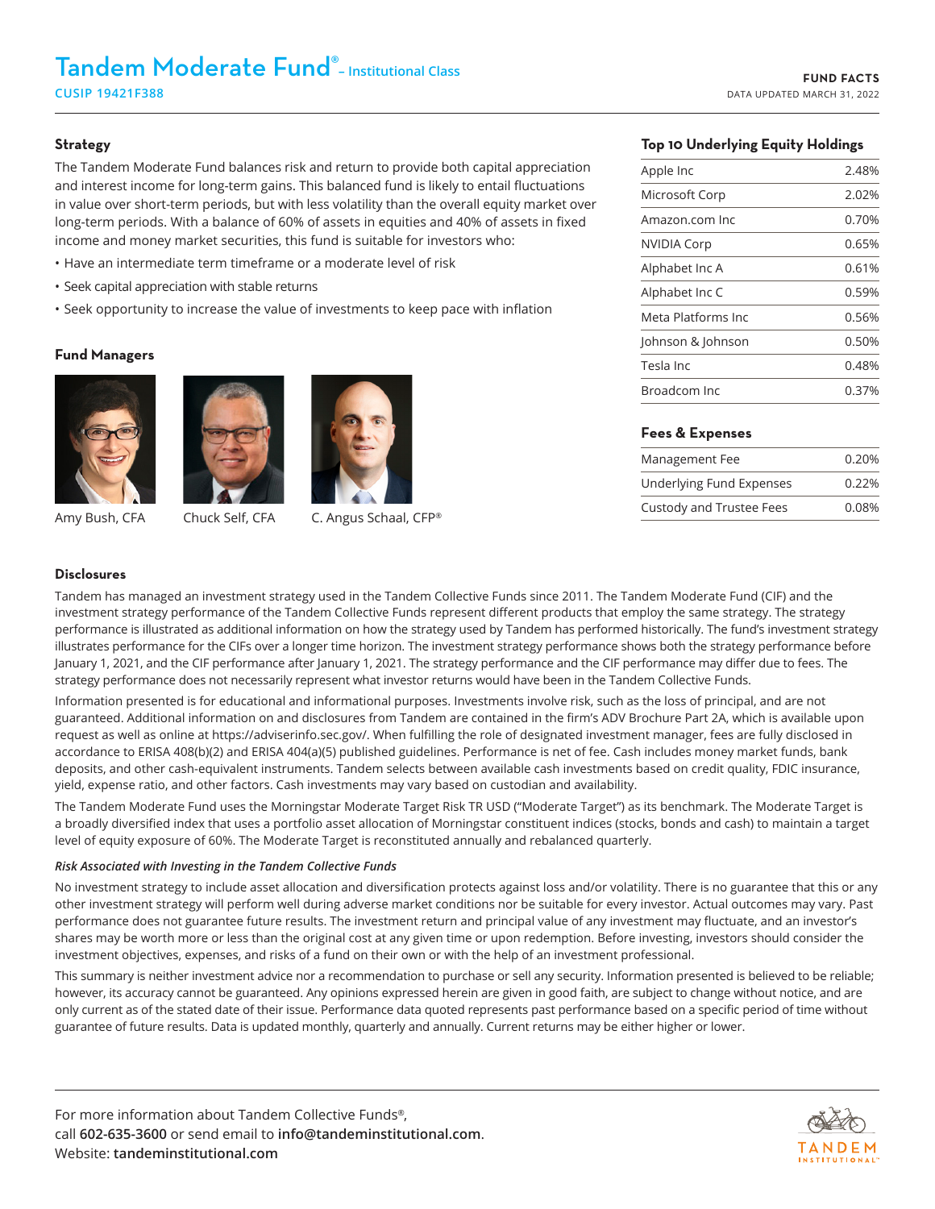# Tandem Moderate Fund® – Institutional Class

CUSIP 19421F388

**FUND FACTS**
DATA UPDATED MARCH 31, 2022

## Strategy

The Tandem Moderate Fund balances risk and return to provide both capital appreciation and interest income for long-term gains. This balanced fund is likely to entail fluctuations in value over short-term periods, but with less volatility than the overall equity market over long-term periods. With a balance of 60% of assets in equities and 40% of assets in fixed income and money market securities, this fund is suitable for investors who:

- Have an intermediate term timeframe or a moderate level of risk
- Seek capital appreciation with stable returns
- Seek opportunity to increase the value of investments to keep pace with inflation

## Fund Managers

Amy Bush, CFA

Chuck Self, CFA

C. Angus Schaal, CFP®

## Top 10 Underlying Equity Holdings

| | |
|---|---|
| Apple Inc | 2.48% |
| Microsoft Corp | 2.02% |
| Amazon.com Inc | 0.70% |
| NVIDIA Corp | 0.65% |
| Alphabet Inc A | 0.61% |
| Alphabet Inc C | 0.59% |
| Meta Platforms Inc | 0.56% |
| Johnson & Johnson | 0.50% |
| Tesla Inc | 0.48% |
| Broadcom Inc | 0.37% |

## Fees & Expenses

| | |
|---|---|
| Management Fee | 0.20% |
| Underlying Fund Expenses | 0.22% |
| Custody and Trustee Fees | 0.08% |

## Disclosures

Tandem has managed an investment strategy used in the Tandem Collective Funds since 2011. The Tandem Moderate Fund (CIF) and the investment strategy performance of the Tandem Collective Funds represent different products that employ the same strategy. The strategy performance is illustrated as additional information on how the strategy used by Tandem has performed historically. The fund's investment strategy illustrates performance for the CIFs over a longer time horizon. The investment strategy performance shows both the strategy performance before January 1, 2021, and the CIF performance after January 1, 2021. The strategy performance and the CIF performance may differ due to fees. The strategy performance does not necessarily represent what investor returns would have been in the Tandem Collective Funds.

Information presented is for educational and informational purposes. Investments involve risk, such as the loss of principal, and are not guaranteed. Additional information on and disclosures from Tandem are contained in the firm's ADV Brochure Part 2A, which is available upon request as well as online at https://adviserinfo.sec.gov/. When fulfilling the role of designated investment manager, fees are fully disclosed in accordance to ERISA 408(b)(2) and ERISA 404(a)(5) published guidelines. Performance is net of fee. Cash includes money market funds, bank deposits, and other cash-equivalent instruments. Tandem selects between available cash investments based on credit quality, FDIC insurance, yield, expense ratio, and other factors. Cash investments may vary based on custodian and availability.

The Tandem Moderate Fund uses the Morningstar Moderate Target Risk TR USD ("Moderate Target") as its benchmark. The Moderate Target is a broadly diversified index that uses a portfolio asset allocation of Morningstar constituent indices (stocks, bonds and cash) to maintain a target level of equity exposure of 60%. The Moderate Target is reconstituted annually and rebalanced quarterly.

*Risk Associated with Investing in the Tandem Collective Funds*

No investment strategy to include asset allocation and diversification protects against loss and/or volatility. There is no guarantee that this or any other investment strategy will perform well during adverse market conditions nor be suitable for every investor. Actual outcomes may vary. Past performance does not guarantee future results. The investment return and principal value of any investment may fluctuate, and an investor's shares may be worth more or less than the original cost at any given time or upon redemption. Before investing, investors should consider the investment objectives, expenses, and risks of a fund on their own or with the help of an investment professional.

This summary is neither investment advice nor a recommendation to purchase or sell any security. Information presented is believed to be reliable; however, its accuracy cannot be guaranteed. Any opinions expressed herein are given in good faith, are subject to change without notice, and are only current as of the stated date of their issue. Performance data quoted represents past performance based on a specific period of time without guarantee of future results. Data is updated monthly, quarterly and annually. Current returns may be either higher or lower.

For more information about Tandem Collective Funds®,
call **602-635-3600** or send email to **info@tandeminstitutional.com**.
Website: **tandeminstitutional.com**

TANDEM INSTITUTIONAL™